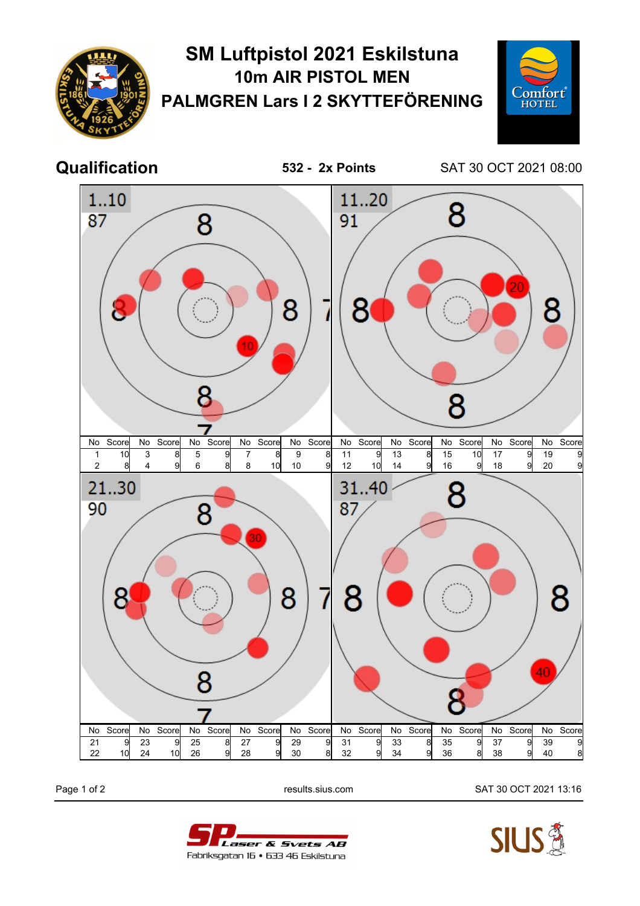# SM Luftpistol 2021 Eskilstuna

## 10m AIR PISTOL MEN

## PALMGREN Lars I 2 SKYTTEFÖRENING

**Qualification** **532 - 2x Points** SAT 30 OCT 2021 08:00

**1..10** 87

| No | Score | No | Score | No | Score | No | Score | No | Score |
|---|---|---|---|---|---|---|---|---|---|
| 1 | 10 | 3 | 8 | 5 | 9 | 7 | 8 | 9 | 8 |
| 2 | 8 | 4 | 9 | 6 | 8 | 8 | 10 | 10 | 9 |

**11..20** 91

| No | Score | No | Score | No | Score | No | Score | No | Score |
|---|---|---|---|---|---|---|---|---|---|
| 11 | 9 | 13 | 8 | 15 | 10 | 17 | 9 | 19 | 9 |
| 12 | 10 | 14 | 9 | 16 | 9 | 18 | 9 | 20 | 9 |

**21..30** 90

| No | Score | No | Score | No | Score | No | Score | No | Score |
|---|---|---|---|---|---|---|---|---|---|
| 21 | 9 | 23 | 9 | 25 | 8 | 27 | 9 | 29 | 9 |
| 22 | 10 | 24 | 10 | 26 | 9 | 28 | 9 | 30 | 8 |

**31..40** 87

| No | Score | No | Score | No | Score | No | Score | No | Score |
|---|---|---|---|---|---|---|---|---|---|
| 31 | 9 | 33 | 8 | 35 | 9 | 37 | 9 | 39 | 9 |
| 32 | 9 | 34 | 9 | 36 | 8 | 38 | 9 | 40 | 8 |

results.sius.com SAT 30 OCT 2021 13:16

SP Laser & Svets AB
Fabriksgatan 16 • 633 46 Eskilstuna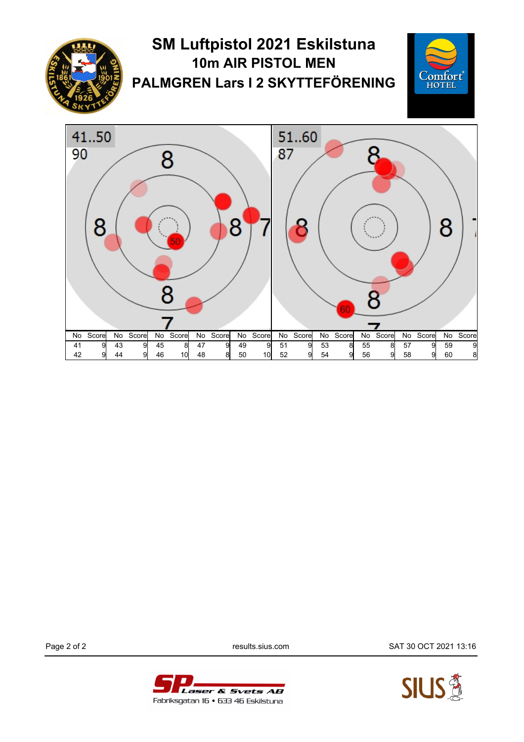# SM Luftpistol 2021 Eskilstuna

## 10m AIR PISTOL MEN

## PALMGREN Lars I 2 SKYTTEFÖRENING

41..50
90

51..60
87

| No | Score | No | Score | No | Score | No | Score | No | Score | No | Score | No | Score | No | Score | No | Score | No | Score |
|---|---|---|---|---|---|---|---|---|---|---|---|---|---|---|---|---|---|---|---|
| 41 | 9 | 43 | 9 | 45 | 8 | 47 | 9 | 49 | 9 | 51 | 9 | 53 | 8 | 55 | 8 | 57 | 9 | 59 | 9 |
| 42 | 9 | 44 | 9 | 46 | 10 | 48 | 8 | 50 | 10 | 52 | 9 | 54 | 9 | 56 | 9 | 58 | 9 | 60 | 8 |

results.sius.com

SAT 30 OCT 2021 13:16

SP Laser & Svets AB
Fabriksgatan 16 • 633 46 Eskilstuna